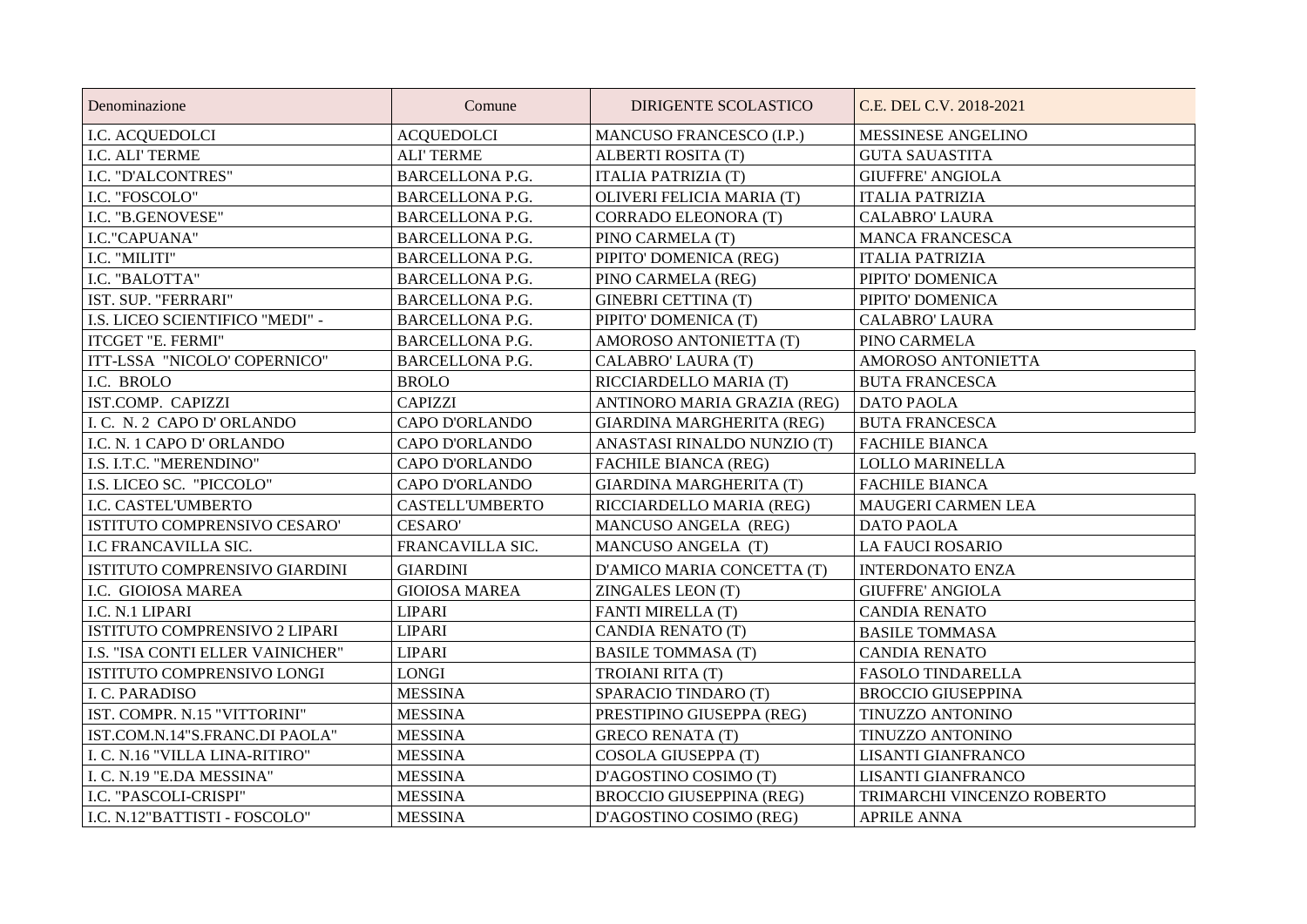| Denominazione | Comune | DIRIGENTE SCOLASTICO | C.E. DEL C.V. 2018-2021 |
|---|---|---|---|
| I.C. ACQUEDOLCI | ACQUEDOLCI | MANCUSO FRANCESCO (I.P.) | MESSINESE ANGELINO |
| I.C. ALI' TERME | ALI' TERME | ALBERTI ROSITA (T) | GUTA SAUASTITA |
| I.C. "D'ALCONTRES" | BARCELLONA P.G. | ITALIA PATRIZIA (T) | GIUFFRE' ANGIOLA |
| I.C. "FOSCOLO" | BARCELLONA P.G. | OLIVERI FELICIA MARIA (T) | ITALIA PATRIZIA |
| I.C. "B.GENOVESE" | BARCELLONA P.G. | CORRADO ELEONORA (T) | CALABRO' LAURA |
| I.C."CAPUANA" | BARCELLONA P.G. | PINO CARMELA (T) | MANCA FRANCESCA |
| I.C. "MILITI" | BARCELLONA P.G. | PIPITO' DOMENICA (REG) | ITALIA PATRIZIA |
| I.C. "BALOTTA" | BARCELLONA P.G. | PINO CARMELA (REG) | PIPITO' DOMENICA |
| IST. SUP. "FERRARI" | BARCELLONA P.G. | GINEBRI CETTINA (T) | PIPITO' DOMENICA |
| I.S. LICEO SCIENTIFICO "MEDI" - | BARCELLONA P.G. | PIPITO' DOMENICA (T) | CALABRO' LAURA |
| ITCGET "E. FERMI" | BARCELLONA P.G. | AMOROSO ANTONIETTA (T) | PINO CARMELA |
| ITT-LSSA "NICOLO' COPERNICO" | BARCELLONA P.G. | CALABRO' LAURA (T) | AMOROSO ANTONIETTA |
| I.C. BROLO | BROLO | RICCIARDELLO MARIA (T) | BUTA FRANCESCA |
| IST.COMP. CAPIZZI | CAPIZZI | ANTINORO MARIA GRAZIA (REG) | DATO PAOLA |
| I. C. N. 2 CAPO D' ORLANDO | CAPO D'ORLANDO | GIARDINA MARGHERITA (REG) | BUTA FRANCESCA |
| I.C. N. 1 CAPO D' ORLANDO | CAPO D'ORLANDO | ANASTASI RINALDO NUNZIO (T) | FACHILE BIANCA |
| I.S. I.T.C. "MERENDINO" | CAPO D'ORLANDO | FACHILE BIANCA (REG) | LOLLO MARINELLA |
| I.S. LICEO SC. "PICCOLO" | CAPO D'ORLANDO | GIARDINA MARGHERITA (T) | FACHILE BIANCA |
| I.C. CASTEL'UMBERTO | CASTELL'UMBERTO | RICCIARDELLO MARIA (REG) | MAUGERI CARMEN LEA |
| ISTITUTO COMPRENSIVO CESARO' | CESARO' | MANCUSO ANGELA (REG) | DATO PAOLA |
| I.C FRANCAVILLA SIC. | FRANCAVILLA SIC. | MANCUSO ANGELA (T) | LA FAUCI ROSARIO |
| ISTITUTO COMPRENSIVO GIARDINI | GIARDINI | D'AMICO MARIA CONCETTA (T) | INTERDONATO ENZA |
| I.C. GIOIOSA MAREA | GIOIOSA MAREA | ZINGALES LEON (T) | GIUFFRE' ANGIOLA |
| I.C. N.1 LIPARI | LIPARI | FANTI MIRELLA (T) | CANDIA RENATO |
| ISTITUTO COMPRENSIVO 2 LIPARI | LIPARI | CANDIA RENATO (T) | BASILE TOMMASA |
| I.S. "ISA CONTI ELLER VAINICHER" | LIPARI | BASILE TOMMASA (T) | CANDIA RENATO |
| ISTITUTO COMPRENSIVO LONGI | LONGI | TROIANI RITA (T) | FASOLO TINDARELLA |
| I. C. PARADISO | MESSINA | SPARACIO TINDARO (T) | BROCCIO GIUSEPPINA |
| IST. COMPR. N.15 "VITTORINI" | MESSINA | PRESTIPINO GIUSEPPA (REG) | TINUZZO ANTONINO |
| IST.COM.N.14"S.FRANC.DI PAOLA" | MESSINA | GRECO RENATA (T) | TINUZZO ANTONINO |
| I. C. N.16 "VILLA LINA-RITIRO" | MESSINA | COSOLA GIUSEPPA (T) | LISANTI GIANFRANCO |
| I. C. N.19 "E.DA MESSINA" | MESSINA | D'AGOSTINO COSIMO (T) | LISANTI GIANFRANCO |
| I.C. "PASCOLI-CRISPI" | MESSINA | BROCCIO GIUSEPPINA (REG) | TRIMARCHI VINCENZO ROBERTO |
| I.C. N.12"BATTISTI - FOSCOLO" | MESSINA | D'AGOSTINO COSIMO (REG) | APRILE ANNA |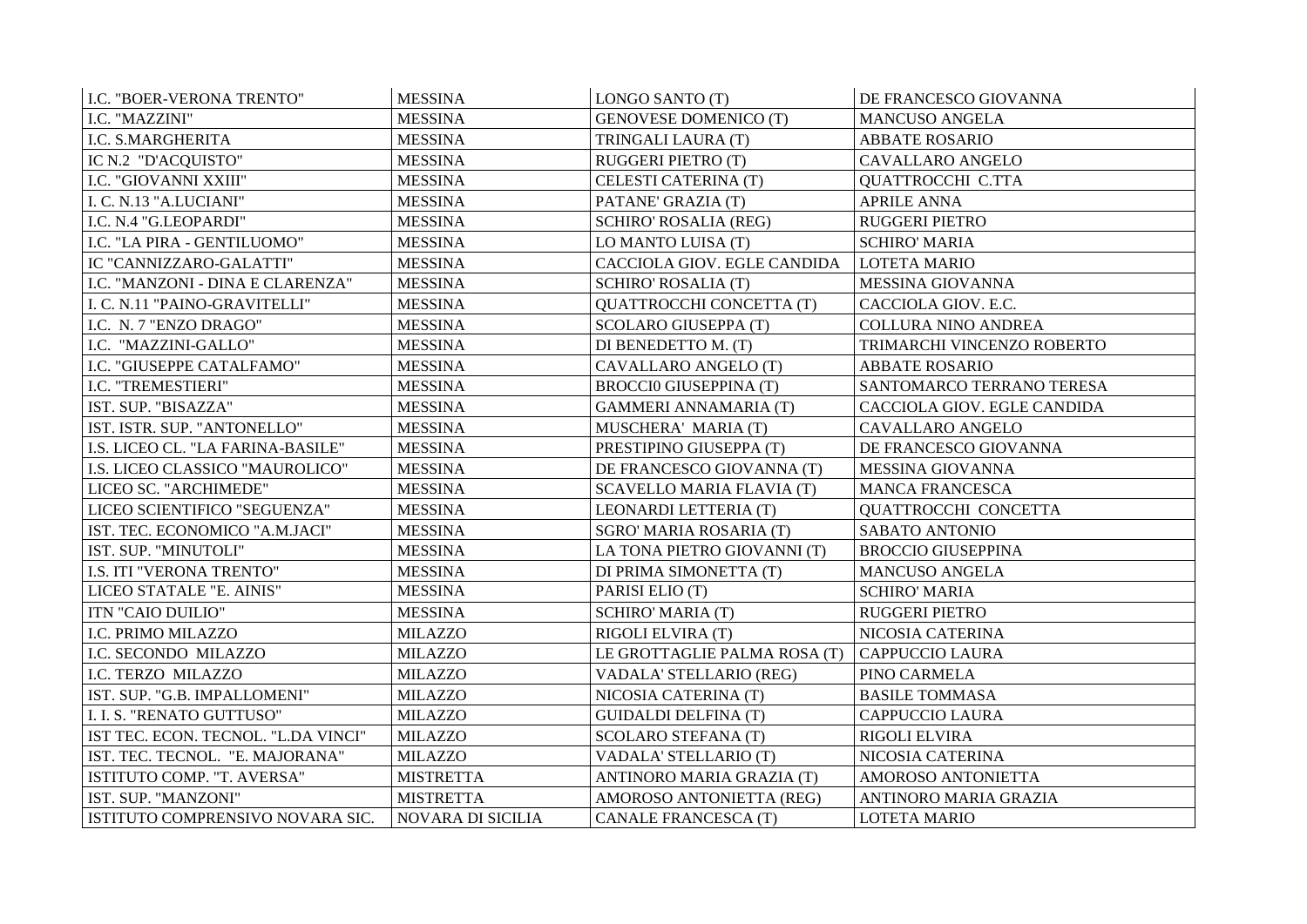| | | | |
|---|---|---|---|
| I.C. "BOER-VERONA TRENTO" | MESSINA | LONGO SANTO (T) | DE FRANCESCO GIOVANNA |
| I.C. "MAZZINI" | MESSINA | GENOVESE DOMENICO (T) | MANCUSO ANGELA |
| I.C. S.MARGHERITA | MESSINA | TRINGALI LAURA (T) | ABBATE ROSARIO |
| IC N.2 "D'ACQUISTO" | MESSINA | RUGGERI PIETRO (T) | CAVALLARO ANGELO |
| I.C. "GIOVANNI XXIII" | MESSINA | CELESTI CATERINA (T) | QUATTROCCHI C.TTA |
| I. C. N.13 "A.LUCIANI" | MESSINA | PATANE' GRAZIA (T) | APRILE ANNA |
| I.C. N.4 "G.LEOPARDI" | MESSINA | SCHIRO' ROSALIA (REG) | RUGGERI PIETRO |
| I.C. "LA PIRA - GENTILUOMO" | MESSINA | LO MANTO LUISA (T) | SCHIRO' MARIA |
| IC "CANNIZZARO-GALATTI" | MESSINA | CACCIOLA GIOV. EGLE CANDIDA | LOTETA MARIO |
| I.C. "MANZONI - DINA E CLARENZA" | MESSINA | SCHIRO' ROSALIA (T) | MESSINA GIOVANNA |
| I. C. N.11 "PAINO-GRAVITELLI" | MESSINA | QUATTROCCHI CONCETTA (T) | CACCIOLA GIOV. E.C. |
| I.C. N. 7 "ENZO DRAGO" | MESSINA | SCOLARO GIUSEPPA (T) | COLLURA NINO ANDREA |
| I.C. "MAZZINI-GALLO" | MESSINA | DI BENEDETTO M. (T) | TRIMARCHI VINCENZO ROBERTO |
| I.C. "GIUSEPPE CATALFAMO" | MESSINA | CAVALLARO ANGELO (T) | ABBATE ROSARIO |
| I.C. "TREMESTIERI" | MESSINA | BROCCI0 GIUSEPPINA (T) | SANTOMARCO TERRANO TERESA |
| IST. SUP. "BISAZZA" | MESSINA | GAMMERI ANNAMARIA (T) | CACCIOLA GIOV. EGLE CANDIDA |
| IST. ISTR. SUP. "ANTONELLO" | MESSINA | MUSCHERA' MARIA (T) | CAVALLARO ANGELO |
| I.S. LICEO CL. "LA FARINA-BASILE" | MESSINA | PRESTIPINO GIUSEPPA (T) | DE FRANCESCO GIOVANNA |
| I.S. LICEO CLASSICO "MAUROLICO" | MESSINA | DE FRANCESCO GIOVANNA (T) | MESSINA GIOVANNA |
| LICEO SC. "ARCHIMEDE" | MESSINA | SCAVELLO MARIA FLAVIA (T) | MANCA FRANCESCA |
| LICEO SCIENTIFICO "SEGUENZA" | MESSINA | LEONARDI LETTERIA (T) | QUATTROCCHI CONCETTA |
| IST. TEC. ECONOMICO "A.M.JACI" | MESSINA | SGRO' MARIA ROSARIA (T) | SABATO ANTONIO |
| IST. SUP. "MINUTOLI" | MESSINA | LA TONA PIETRO GIOVANNI (T) | BROCCIO GIUSEPPINA |
| I.S. ITI "VERONA TRENTO" | MESSINA | DI PRIMA SIMONETTA (T) | MANCUSO ANGELA |
| LICEO STATALE "E. AINIS" | MESSINA | PARISI ELIO (T) | SCHIRO' MARIA |
| ITN "CAIO DUILIO" | MESSINA | SCHIRO' MARIA (T) | RUGGERI PIETRO |
| I.C. PRIMO MILAZZO | MILAZZO | RIGOLI ELVIRA (T) | NICOSIA CATERINA |
| I.C. SECONDO MILAZZO | MILAZZO | LE GROTTAGLIE PALMA ROSA (T) | CAPPUCCIO LAURA |
| I.C. TERZO MILAZZO | MILAZZO | VADALA' STELLARIO (REG) | PINO CARMELA |
| IST. SUP. "G.B. IMPALLOMENI" | MILAZZO | NICOSIA CATERINA (T) | BASILE TOMMASA |
| I. I. S. "RENATO GUTTUSO" | MILAZZO | GUIDALDI DELFINA (T) | CAPPUCCIO LAURA |
| IST TEC. ECON. TECNOL. "L.DA VINCI" | MILAZZO | SCOLARO STEFANA (T) | RIGOLI ELVIRA |
| IST. TEC. TECNOL. "E. MAJORANA" | MILAZZO | VADALA' STELLARIO (T) | NICOSIA CATERINA |
| ISTITUTO COMP. "T. AVERSA" | MISTRETTA | ANTINORO MARIA GRAZIA (T) | AMOROSO ANTONIETTA |
| IST. SUP. "MANZONI" | MISTRETTA | AMOROSO ANTONIETTA (REG) | ANTINORO MARIA GRAZIA |
| ISTITUTO COMPRENSIVO NOVARA SIC. | NOVARA DI SICILIA | CANALE FRANCESCA (T) | LOTETA MARIO |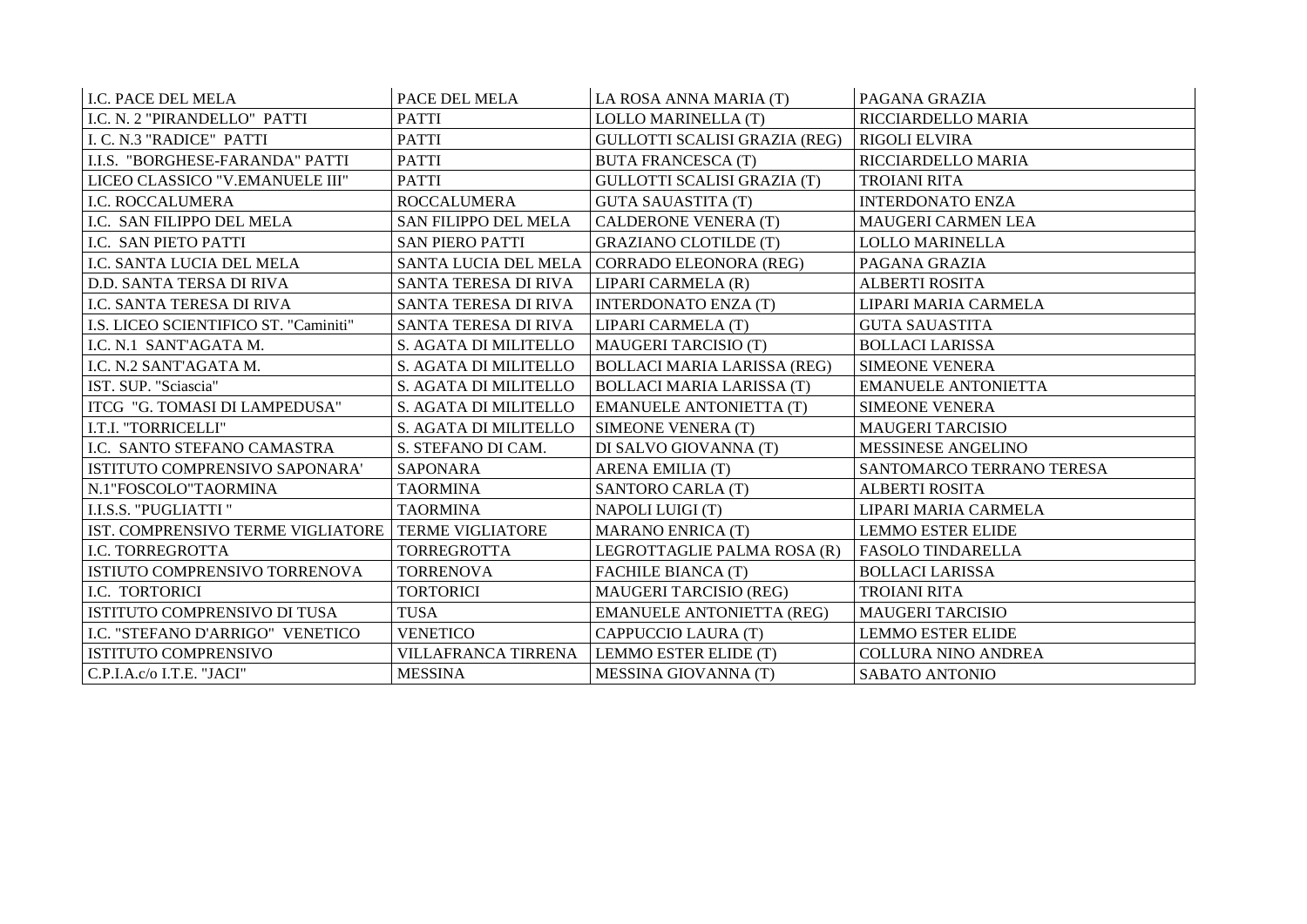| | | | |
|---|---|---|---|
| I.C. PACE DEL MELA | PACE DEL MELA | LA ROSA ANNA MARIA (T) | PAGANA GRAZIA |
| I.C. N. 2 "PIRANDELLO" PATTI | PATTI | LOLLO MARINELLA (T) | RICCIARDELLO MARIA |
| I. C. N.3 "RADICE" PATTI | PATTI | GULLOTTI SCALISI GRAZIA (REG) | RIGOLI ELVIRA |
| I.I.S. "BORGHESE-FARANDA" PATTI | PATTI | BUTA FRANCESCA (T) | RICCIARDELLO MARIA |
| LICEO CLASSICO "V.EMANUELE III" | PATTI | GULLOTTI SCALISI GRAZIA (T) | TROIANI RITA |
| I.C. ROCCALUMERA | ROCCALUMERA | GUTA SAUASTITA (T) | INTERDONATO ENZA |
| I.C. SAN FILIPPO DEL MELA | SAN FILIPPO DEL MELA | CALDERONE VENERA (T) | MAUGERI CARMEN LEA |
| I.C. SAN PIETO PATTI | SAN PIERO PATTI | GRAZIANO CLOTILDE (T) | LOLLO MARINELLA |
| I.C. SANTA LUCIA DEL MELA | SANTA LUCIA DEL MELA | CORRADO ELEONORA (REG) | PAGANA GRAZIA |
| D.D. SANTA TERSA DI RIVA | SANTA TERESA DI RIVA | LIPARI CARMELA (R) | ALBERTI ROSITA |
| I.C. SANTA TERESA DI RIVA | SANTA TERESA DI RIVA | INTERDONATO ENZA (T) | LIPARI MARIA CARMELA |
| I.S. LICEO SCIENTIFICO ST. "Caminiti" | SANTA TERESA DI RIVA | LIPARI CARMELA (T) | GUTA SAUASTITA |
| I.C. N.1 SANT'AGATA M. | S. AGATA DI MILITELLO | MAUGERI TARCISIO (T) | BOLLACI LARISSA |
| I.C. N.2 SANT'AGATA M. | S. AGATA DI MILITELLO | BOLLACI MARIA LARISSA (REG) | SIMEONE VENERA |
| IST. SUP. "Sciascia" | S. AGATA DI MILITELLO | BOLLACI MARIA LARISSA (T) | EMANUELE ANTONIETTA |
| ITCG "G. TOMASI DI LAMPEDUSA" | S. AGATA DI MILITELLO | EMANUELE ANTONIETTA (T) | SIMEONE VENERA |
| I.T.I. "TORRICELLI" | S. AGATA DI MILITELLO | SIMEONE VENERA (T) | MAUGERI TARCISIO |
| I.C. SANTO STEFANO CAMASTRA | S. STEFANO DI CAM. | DI SALVO GIOVANNA (T) | MESSINESE ANGELINO |
| ISTITUTO COMPRENSIVO SAPONARA' | SAPONARA | ARENA EMILIA (T) | SANTOMARCO TERRANO TERESA |
| N.1"FOSCOLO"TAORMINA | TAORMINA | SANTORO CARLA (T) | ALBERTI ROSITA |
| I.I.S.S. "PUGLIATTI " | TAORMINA | NAPOLI LUIGI (T) | LIPARI MARIA CARMELA |
| IST. COMPRENSIVO TERME VIGLIATORE | TERME VIGLIATORE | MARANO ENRICA (T) | LEMMO ESTER ELIDE |
| I.C. TORREGROTTA | TORREGROTTA | LEGROTTAGLIE PALMA ROSA (R) | FASOLO TINDARELLA |
| ISTIUTO COMPRENSIVO TORRENOVA | TORRENOVA | FACHILE BIANCA (T) | BOLLACI LARISSA |
| I.C. TORTORICI | TORTORICI | MAUGERI TARCISIO (REG) | TROIANI RITA |
| ISTITUTO COMPRENSIVO DI TUSA | TUSA | EMANUELE ANTONIETTA (REG) | MAUGERI TARCISIO |
| I.C. "STEFANO D'ARRIGO" VENETICO | VENETICO | CAPPUCCIO LAURA (T) | LEMMO ESTER ELIDE |
| ISTITUTO COMPRENSIVO | VILLAFRANCA TIRRENA | LEMMO ESTER ELIDE (T) | COLLURA NINO ANDREA |
| C.P.I.A.c/o I.T.E. "JACI" | MESSINA | MESSINA GIOVANNA (T) | SABATO ANTONIO |